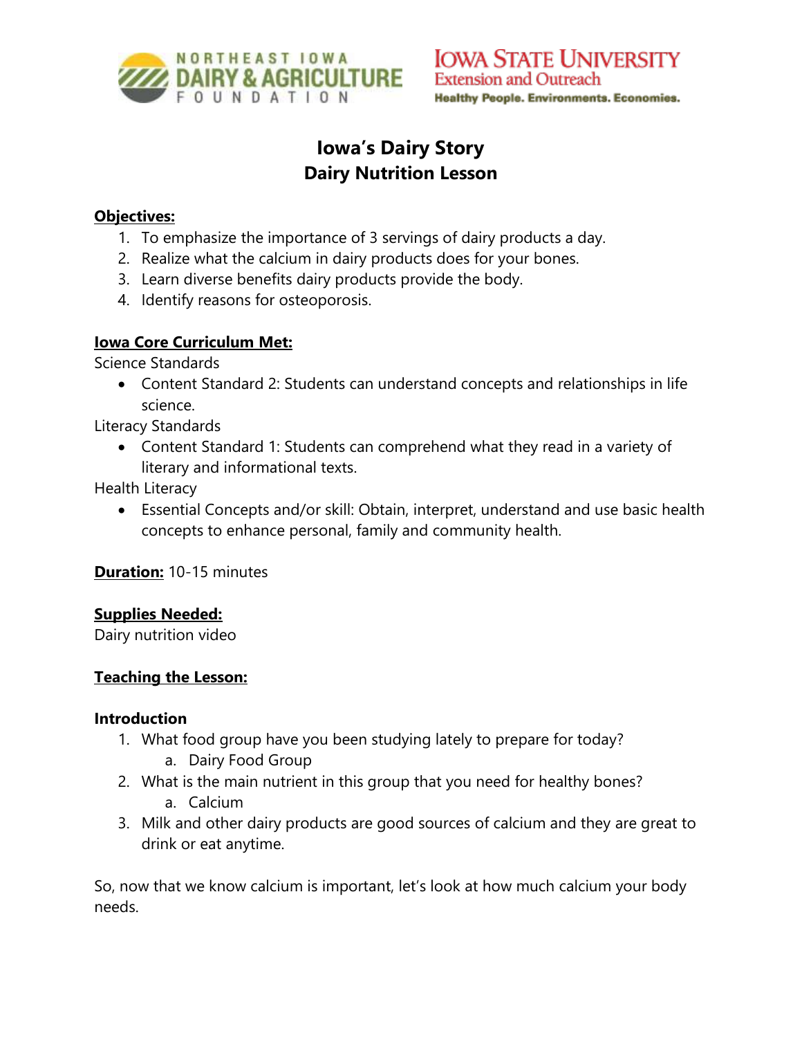NORTHEAST IOWA DAIRY & AGRICULTURE FOUNDATION

IOWA STATE UNIVERSITY Extension and Outreach
Healthy People. Environments. Economies.

# Iowa's Dairy Story
# Dairy Nutrition Lesson

**Objectives:**

1. To emphasize the importance of 3 servings of dairy products a day.
2. Realize what the calcium in dairy products does for your bones.
3. Learn diverse benefits dairy products provide the body.
4. Identify reasons for osteoporosis.

**Iowa Core Curriculum Met:**

Science Standards

- Content Standard 2: Students can understand concepts and relationships in life science.

Literacy Standards

- Content Standard 1: Students can comprehend what they read in a variety of literary and informational texts.

Health Literacy

- Essential Concepts and/or skill: Obtain, interpret, understand and use basic health concepts to enhance personal, family and community health.

**Duration:** 10-15 minutes

**Supplies Needed:**
Dairy nutrition video

**Teaching the Lesson:**

**Introduction**

1. What food group have you been studying lately to prepare for today?
   a. Dairy Food Group
2. What is the main nutrient in this group that you need for healthy bones?
   a. Calcium
3. Milk and other dairy products are good sources of calcium and they are great to drink or eat anytime.

So, now that we know calcium is important, let's look at how much calcium your body needs.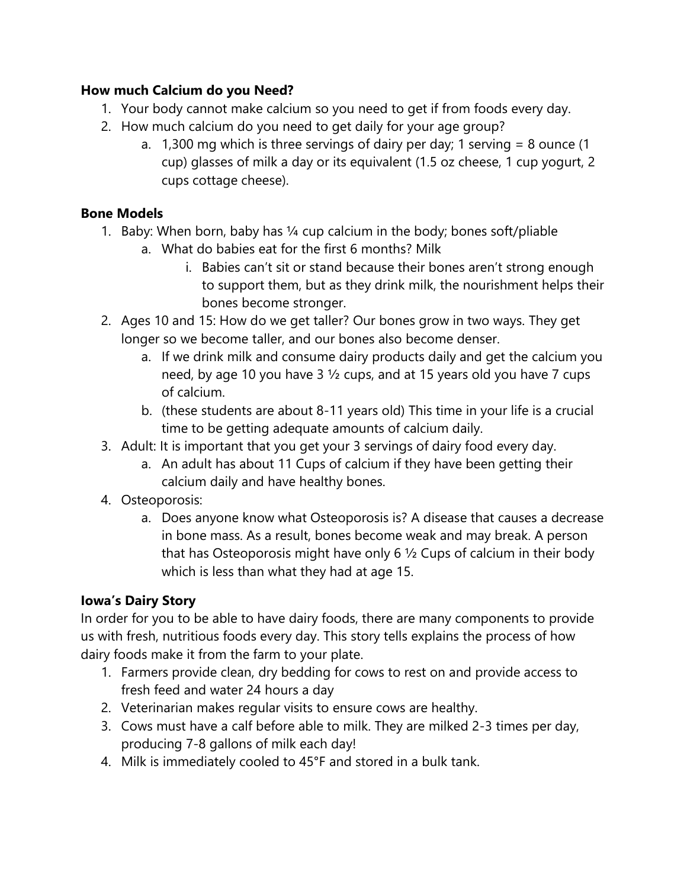**How much Calcium do you Need?**

1. Your body cannot make calcium so you need to get if from foods every day.
2. How much calcium do you need to get daily for your age group?
   a. 1,300 mg which is three servings of dairy per day; 1 serving = 8 ounce (1 cup) glasses of milk a day or its equivalent (1.5 oz cheese, 1 cup yogurt, 2 cups cottage cheese).

**Bone Models**

1. Baby: When born, baby has ¼ cup calcium in the body; bones soft/pliable
   a. What do babies eat for the first 6 months? Milk
      i. Babies can't sit or stand because their bones aren't strong enough to support them, but as they drink milk, the nourishment helps their bones become stronger.
2. Ages 10 and 15: How do we get taller? Our bones grow in two ways. They get longer so we become taller, and our bones also become denser.
   a. If we drink milk and consume dairy products daily and get the calcium you need, by age 10 you have 3 ½ cups, and at 15 years old you have 7 cups of calcium.
   b. (these students are about 8-11 years old) This time in your life is a crucial time to be getting adequate amounts of calcium daily.
3. Adult: It is important that you get your 3 servings of dairy food every day.
   a. An adult has about 11 Cups of calcium if they have been getting their calcium daily and have healthy bones.
4. Osteoporosis:
   a. Does anyone know what Osteoporosis is? A disease that causes a decrease in bone mass. As a result, bones become weak and may break. A person that has Osteoporosis might have only 6 ½ Cups of calcium in their body which is less than what they had at age 15.

**Iowa's Dairy Story**

In order for you to be able to have dairy foods, there are many components to provide us with fresh, nutritious foods every day. This story tells explains the process of how dairy foods make it from the farm to your plate.

1. Farmers provide clean, dry bedding for cows to rest on and provide access to fresh feed and water 24 hours a day
2. Veterinarian makes regular visits to ensure cows are healthy.
3. Cows must have a calf before able to milk. They are milked 2-3 times per day, producing 7-8 gallons of milk each day!
4. Milk is immediately cooled to 45°F and stored in a bulk tank.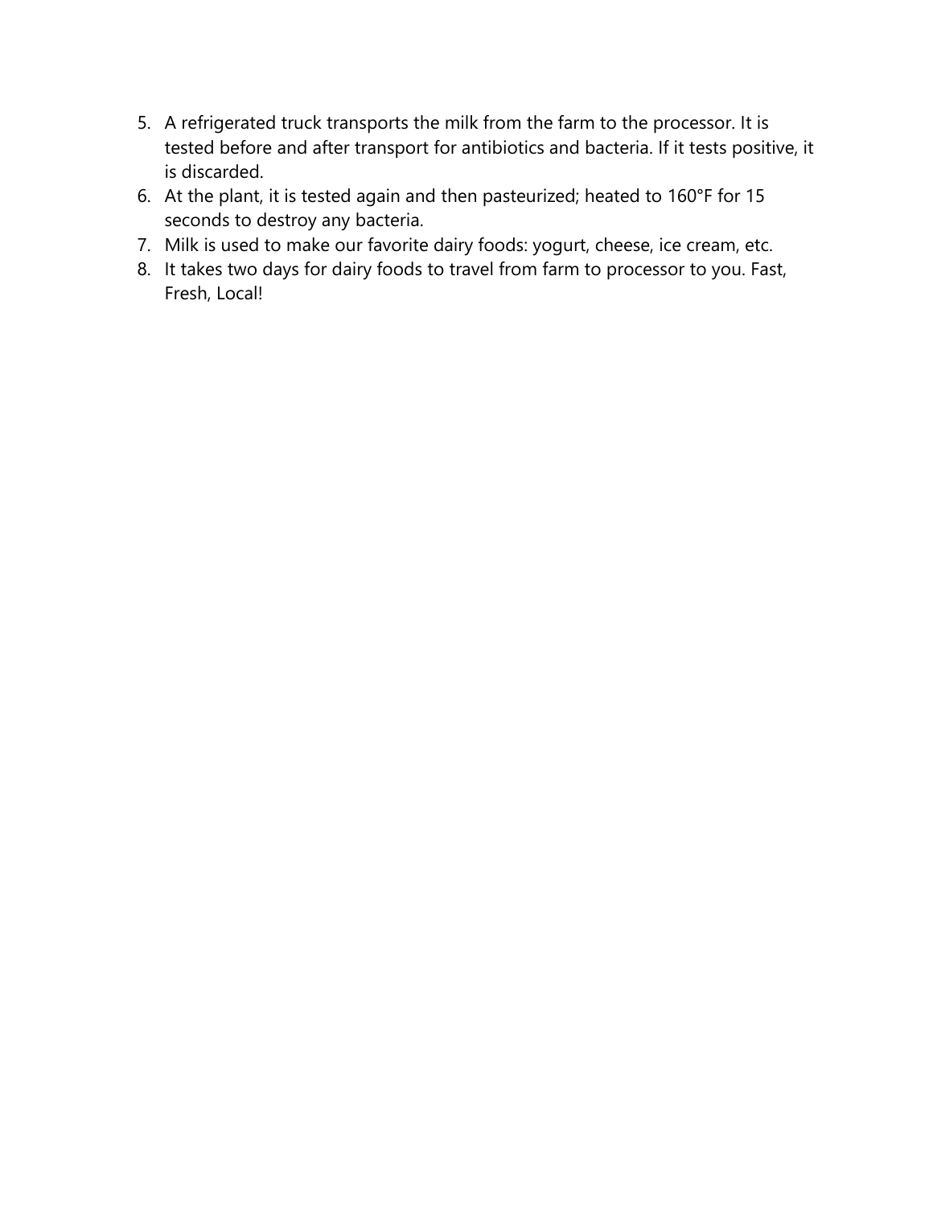5. A refrigerated truck transports the milk from the farm to the processor. It is tested before and after transport for antibiotics and bacteria. If it tests positive, it is discarded.
6. At the plant, it is tested again and then pasteurized; heated to 160°F for 15 seconds to destroy any bacteria.
7. Milk is used to make our favorite dairy foods: yogurt, cheese, ice cream, etc.
8. It takes two days for dairy foods to travel from farm to processor to you. Fast, Fresh, Local!